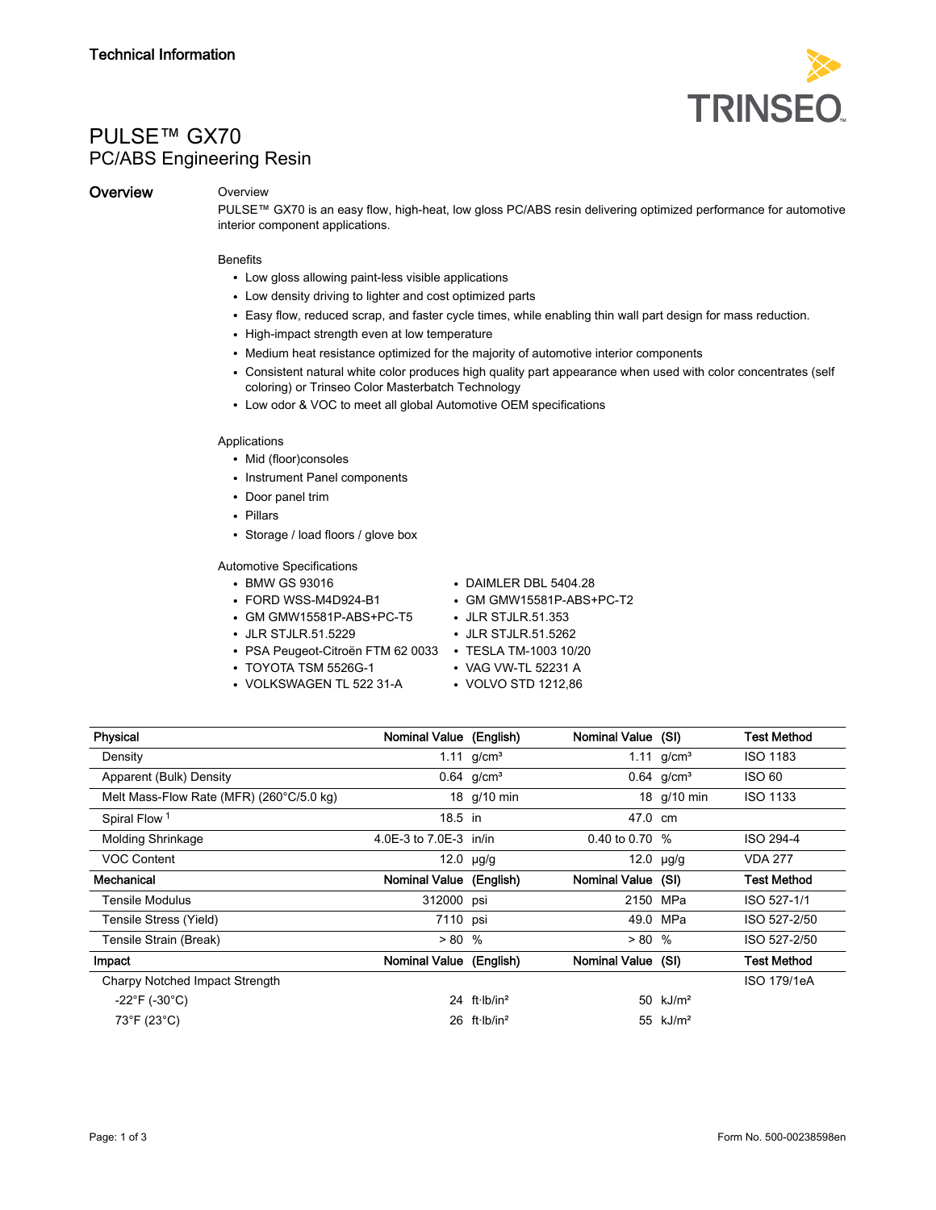Technical Information

# PULSE™ GX70

## PC/ABS Engineering Resin

## Overview

Overview

PULSE™ GX70 is an easy flow, high-heat, low gloss PC/ABS resin delivering optimized performance for automotive interior component applications.

Benefits

- Low gloss allowing paint-less visible applications
- Low density driving to lighter and cost optimized parts
- Easy flow, reduced scrap, and faster cycle times, while enabling thin wall part design for mass reduction.
- High-impact strength even at low temperature
- Medium heat resistance optimized for the majority of automotive interior components
- Consistent natural white color produces high quality part appearance when used with color concentrates (self coloring) or Trinseo Color Masterbatch Technology
- Low odor & VOC to meet all global Automotive OEM specifications

Applications

- Mid (floor)consoles
- Instrument Panel components
- Door panel trim
- Pillars
- Storage / load floors / glove box

Automotive Specifications

- BMW GS 93016
- FORD WSS-M4D924-B1
- GM GMW15581P-ABS+PC-T5
- JLR STJLR.51.5229
- PSA Peugeot-Citroën FTM 62 0033
- TOYOTA TSM 5526G-1
- VOLKSWAGEN TL 522 31-A
- DAIMLER DBL 5404.28
- GM GMW15581P-ABS+PC-T2
- JLR STJLR.51.353
- JLR STJLR.51.5262
- TESLA TM-1003 10/20
- VAG VW-TL 52231 A
- VOLVO STD 1212,86

| Physical | Nominal Value | (English) | Nominal Value | (SI) | Test Method |
|---|---|---|---|---|---|
| Density | 1.11 | g/cm³ | 1.11 | g/cm³ | ISO 1183 |
| Apparent (Bulk) Density | 0.64 | g/cm³ | 0.64 | g/cm³ | ISO 60 |
| Melt Mass-Flow Rate (MFR) (260°C/5.0 kg) | 18 | g/10 min | 18 | g/10 min | ISO 1133 |
| Spiral Flow [1] | 18.5 | in | 47.0 | cm | |
| Molding Shrinkage | 4.0E-3 to 7.0E-3 | in/in | 0.40 to 0.70 | % | ISO 294-4 |
| VOC Content | 12.0 | µg/g | 12.0 | µg/g | VDA 277 |
| **Mechanical** | **Nominal Value** | **(English)** | **Nominal Value** | **(SI)** | **Test Method** |
| Tensile Modulus | 312000 | psi | 2150 | MPa | ISO 527-1/1 |
| Tensile Stress (Yield) | 7110 | psi | 49.0 | MPa | ISO 527-2/50 |
| Tensile Strain (Break) | > 80 | % | > 80 | % | ISO 527-2/50 |
| **Impact** | **Nominal Value** | **(English)** | **Nominal Value** | **(SI)** | **Test Method** |
| Charpy Notched Impact Strength | | | | | ISO 179/1eA |
| -22°F (-30°C) | 24 | ft·lb/in² | 50 | kJ/m² | |
| 73°F (23°C) | 26 | ft·lb/in² | 55 | kJ/m² | |

Form No. 500-00238598en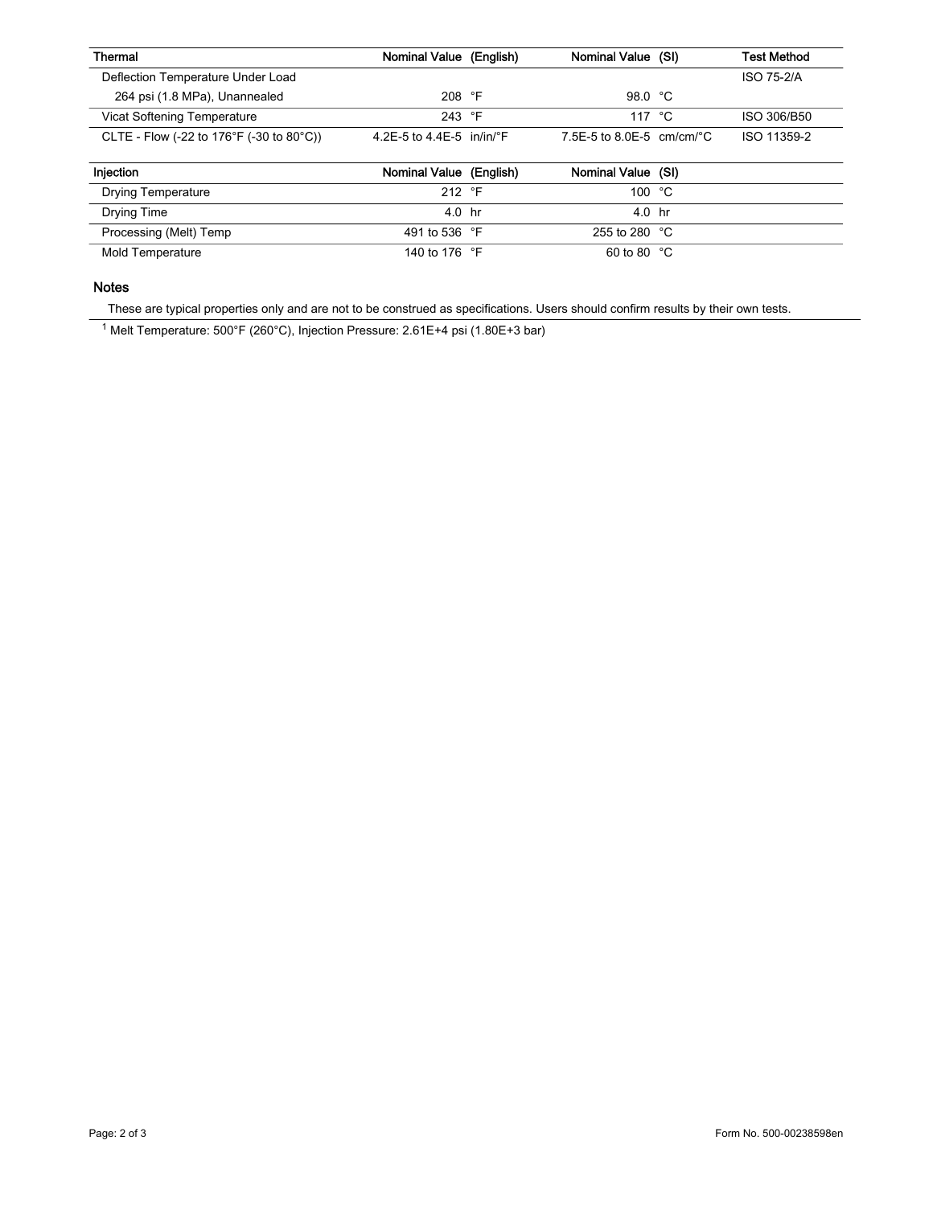| Thermal | Nominal Value (English) | Nominal Value (SI) | Test Method |
| --- | --- | --- | --- |
| Deflection Temperature Under Load | | | ISO 75-2/A |
| 264 psi (1.8 MPa), Unannealed | 208 °F | 98.0 °C | |
| Vicat Softening Temperature | 243 °F | 117 °C | ISO 306/B50 |
| CLTE - Flow (-22 to 176°F (-30 to 80°C)) | 4.2E-5 to 4.4E-5 in/in/°F | 7.5E-5 to 8.0E-5 cm/cm/°C | ISO 11359-2 |

| Injection | Nominal Value (English) | Nominal Value (SI) |
| --- | --- | --- |
| Drying Temperature | 212 °F | 100 °C |
| Drying Time | 4.0 hr | 4.0 hr |
| Processing (Melt) Temp | 491 to 536 °F | 255 to 280 °C |
| Mold Temperature | 140 to 176 °F | 60 to 80 °C |

### Notes

These are typical properties only and are not to be construed as specifications. Users should confirm results by their own tests.

[1] Melt Temperature: 500°F (260°C), Injection Pressure: 2.61E+4 psi (1.80E+3 bar)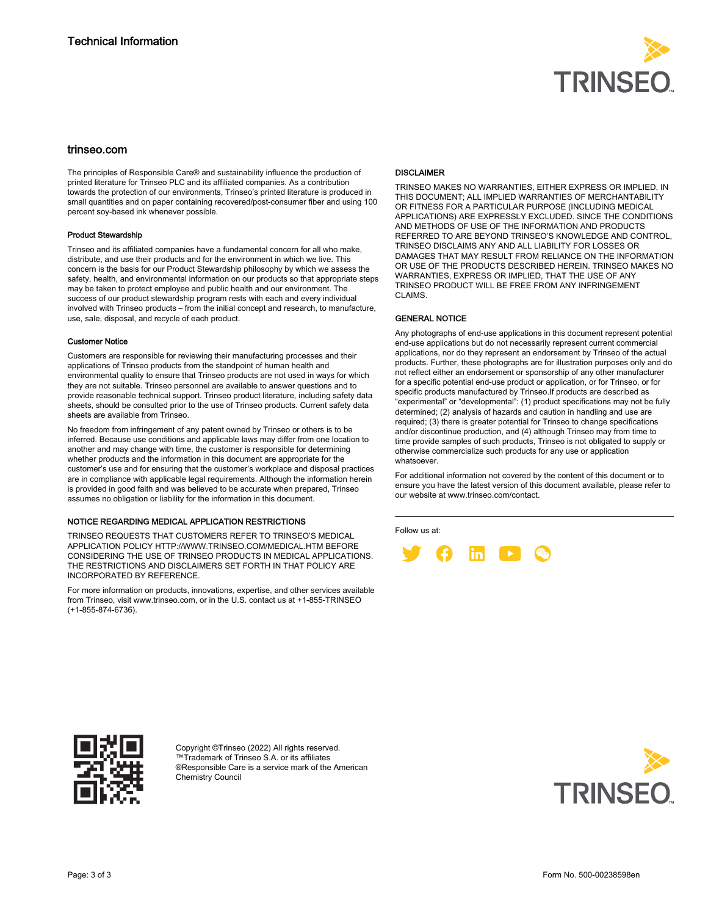## trinseo.com

The principles of Responsible Care® and sustainability influence the production of printed literature for Trinseo PLC and its affiliated companies. As a contribution towards the protection of our environments, Trinseo's printed literature is produced in small quantities and on paper containing recovered/post-consumer fiber and using 100 percent soy-based ink whenever possible.

### Product Stewardship

Trinseo and its affiliated companies have a fundamental concern for all who make, distribute, and use their products and for the environment in which we live. This concern is the basis for our Product Stewardship philosophy by which we assess the safety, health, and environmental information on our products so that appropriate steps may be taken to protect employee and public health and our environment. The success of our product stewardship program rests with each and every individual involved with Trinseo products – from the initial concept and research, to manufacture, use, sale, disposal, and recycle of each product.

### Customer Notice

Customers are responsible for reviewing their manufacturing processes and their applications of Trinseo products from the standpoint of human health and environmental quality to ensure that Trinseo products are not used in ways for which they are not suitable. Trinseo personnel are available to answer questions and to provide reasonable technical support. Trinseo product literature, including safety data sheets, should be consulted prior to the use of Trinseo products. Current safety data sheets are available from Trinseo.

No freedom from infringement of any patent owned by Trinseo or others is to be inferred. Because use conditions and applicable laws may differ from one location to another and may change with time, the customer is responsible for determining whether products and the information in this document are appropriate for the customer's use and for ensuring that the customer's workplace and disposal practices are in compliance with applicable legal requirements. Although the information herein is provided in good faith and was believed to be accurate when prepared, Trinseo assumes no obligation or liability for the information in this document.

### NOTICE REGARDING MEDICAL APPLICATION RESTRICTIONS

TRINSEO REQUESTS THAT CUSTOMERS REFER TO TRINSEO'S MEDICAL APPLICATION POLICY HTTP://WWW.TRINSEO.COM/MEDICAL.HTM BEFORE CONSIDERING THE USE OF TRINSEO PRODUCTS IN MEDICAL APPLICATIONS. THE RESTRICTIONS AND DISCLAIMERS SET FORTH IN THAT POLICY ARE INCORPORATED BY REFERENCE.

For more information on products, innovations, expertise, and other services available from Trinseo, visit www.trinseo.com, or in the U.S. contact us at +1-855-TRINSEO (+1-855-874-6736).

### DISCLAIMER

TRINSEO MAKES NO WARRANTIES, EITHER EXPRESS OR IMPLIED, IN THIS DOCUMENT; ALL IMPLIED WARRANTIES OF MERCHANTABILITY OR FITNESS FOR A PARTICULAR PURPOSE (INCLUDING MEDICAL APPLICATIONS) ARE EXPRESSLY EXCLUDED. SINCE THE CONDITIONS AND METHODS OF USE OF THE INFORMATION AND PRODUCTS REFERRED TO ARE BEYOND TRINSEO'S KNOWLEDGE AND CONTROL, TRINSEO DISCLAIMS ANY AND ALL LIABILITY FOR LOSSES OR DAMAGES THAT MAY RESULT FROM RELIANCE ON THE INFORMATION OR USE OF THE PRODUCTS DESCRIBED HEREIN. TRINSEO MAKES NO WARRANTIES, EXPRESS OR IMPLIED, THAT THE USE OF ANY TRINSEO PRODUCT WILL BE FREE FROM ANY INFRINGEMENT CLAIMS.

### GENERAL NOTICE

Any photographs of end-use applications in this document represent potential end-use applications but do not necessarily represent current commercial applications, nor do they represent an endorsement by Trinseo of the actual products. Further, these photographs are for illustration purposes only and do not reflect either an endorsement or sponsorship of any other manufacturer for a specific potential end-use product or application, or for Trinseo, or for specific products manufactured by Trinseo.If products are described as "experimental" or "developmental": (1) product specifications may not be fully determined; (2) analysis of hazards and caution in handling and use are required; (3) there is greater potential for Trinseo to change specifications and/or discontinue production, and (4) although Trinseo may from time to time provide samples of such products, Trinseo is not obligated to supply or otherwise commercialize such products for any use or application whatsoever.

For additional information not covered by the content of this document or to ensure you have the latest version of this document available, please refer to our website at www.trinseo.com/contact.

---

Follow us at:

Copyright ©Trinseo (2022) All rights reserved.
™Trademark of Trinseo S.A. or its affiliates
®Responsible Care is a service mark of the American Chemistry Council

Form No. 500-00238598en